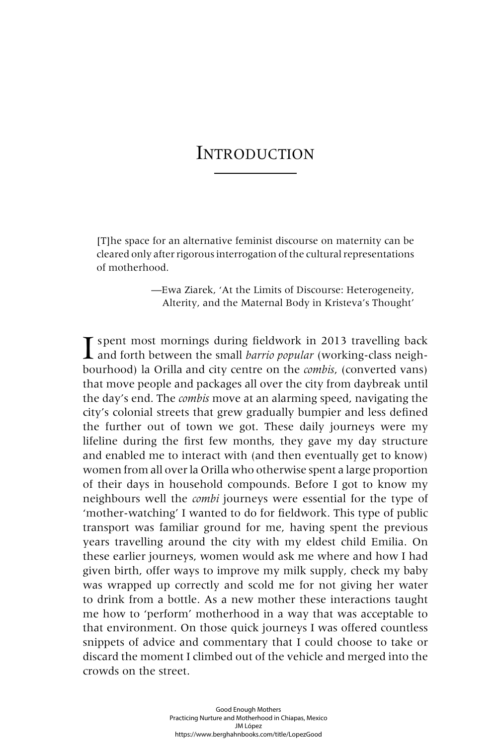# Introduction

> [T]he space for an alternative feminist discourse on maternity can be cleared only after rigorous interrogation of the cultural representations of motherhood.
>
> —Ewa Ziarek, 'At the Limits of Discourse: Heterogeneity, Alterity, and the Maternal Body in Kristeva's Thought'

I spent most mornings during fieldwork in 2013 travelling back and forth between the small *barrio popular* (working-class neighbourhood) la Orilla and city centre on the *combis*, (converted vans) that move people and packages all over the city from daybreak until the day's end. The *combis* move at an alarming speed, navigating the city's colonial streets that grew gradually bumpier and less defined the further out of town we got. These daily journeys were my lifeline during the first few months, they gave my day structure and enabled me to interact with (and then eventually get to know) women from all over la Orilla who otherwise spent a large proportion of their days in household compounds. Before I got to know my neighbours well the *combi* journeys were essential for the type of 'mother-watching' I wanted to do for fieldwork. This type of public transport was familiar ground for me, having spent the previous years travelling around the city with my eldest child Emilia. On these earlier journeys, women would ask me where and how I had given birth, offer ways to improve my milk supply, check my baby was wrapped up correctly and scold me for not giving her water to drink from a bottle. As a new mother these interactions taught me how to 'perform' motherhood in a way that was acceptable to that environment. On those quick journeys I was offered countless snippets of advice and commentary that I could choose to take or discard the moment I climbed out of the vehicle and merged into the crowds on the street.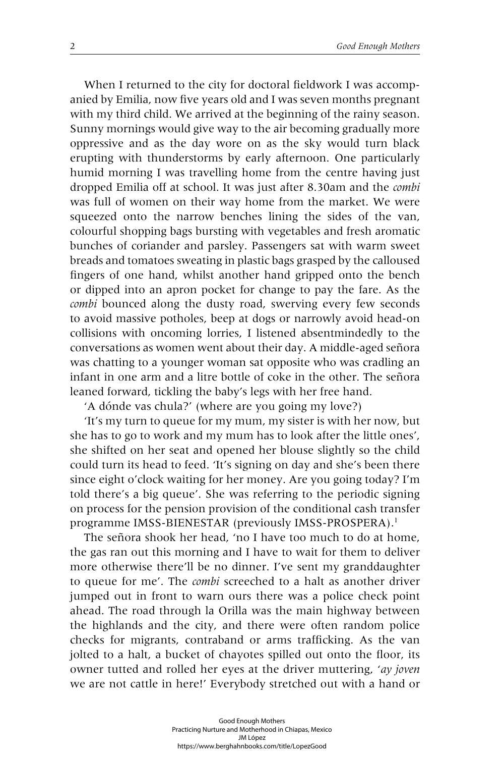When I returned to the city for doctoral fieldwork I was accompanied by Emilia, now five years old and I was seven months pregnant with my third child. We arrived at the beginning of the rainy season. Sunny mornings would give way to the air becoming gradually more oppressive and as the day wore on as the sky would turn black erupting with thunderstorms by early afternoon. One particularly humid morning I was travelling home from the centre having just dropped Emilia off at school. It was just after 8.30am and the *combi* was full of women on their way home from the market. We were squeezed onto the narrow benches lining the sides of the van, colourful shopping bags bursting with vegetables and fresh aromatic bunches of coriander and parsley. Passengers sat with warm sweet breads and tomatoes sweating in plastic bags grasped by the calloused fingers of one hand, whilst another hand gripped onto the bench or dipped into an apron pocket for change to pay the fare. As the *combi* bounced along the dusty road, swerving every few seconds to avoid massive potholes, beep at dogs or narrowly avoid head-on collisions with oncoming lorries, I listened absentmindedly to the conversations as women went about their day. A middle-aged señora was chatting to a younger woman sat opposite who was cradling an infant in one arm and a litre bottle of coke in the other. The señora leaned forward, tickling the baby's legs with her free hand.

'A dónde vas chula?' (where are you going my love?)

'It's my turn to queue for my mum, my sister is with her now, but she has to go to work and my mum has to look after the little ones', she shifted on her seat and opened her blouse slightly so the child could turn its head to feed. 'It's signing on day and she's been there since eight o'clock waiting for her money. Are you going today? I'm told there's a big queue'. She was referring to the periodic signing on process for the pension provision of the conditional cash transfer programme IMSS-BIENESTAR (previously IMSS-PROSPERA).[1]

The señora shook her head, 'no I have too much to do at home, the gas ran out this morning and I have to wait for them to deliver more otherwise there'll be no dinner. I've sent my granddaughter to queue for me'. The *combi* screeched to a halt as another driver jumped out in front to warn ours there was a police check point ahead. The road through la Orilla was the main highway between the highlands and the city, and there were often random police checks for migrants, contraband or arms trafficking. As the van jolted to a halt, a bucket of chayotes spilled out onto the floor, its owner tutted and rolled her eyes at the driver muttering, '*ay joven* we are not cattle in here!' Everybody stretched out with a hand or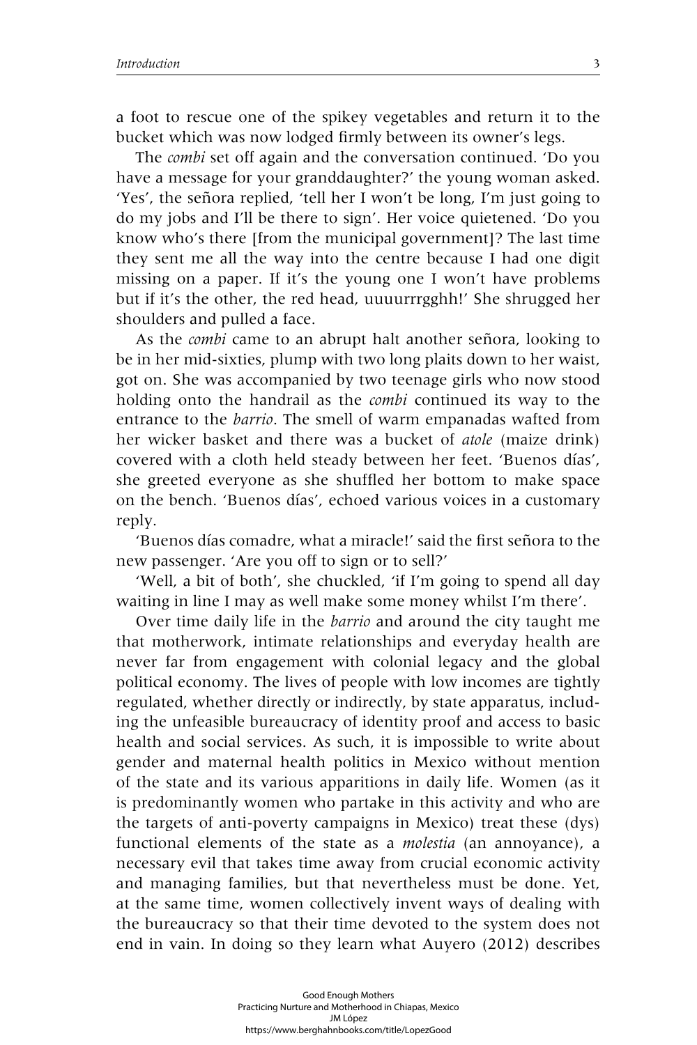a foot to rescue one of the spikey vegetables and return it to the bucket which was now lodged firmly between its owner's legs.

The *combi* set off again and the conversation continued. 'Do you have a message for your granddaughter?' the young woman asked. 'Yes', the señora replied, 'tell her I won't be long, I'm just going to do my jobs and I'll be there to sign'. Her voice quietened. 'Do you know who's there [from the municipal government]? The last time they sent me all the way into the centre because I had one digit missing on a paper. If it's the young one I won't have problems but if it's the other, the red head, uuuurrrgghh!' She shrugged her shoulders and pulled a face.

As the *combi* came to an abrupt halt another señora, looking to be in her mid-sixties, plump with two long plaits down to her waist, got on. She was accompanied by two teenage girls who now stood holding onto the handrail as the *combi* continued its way to the entrance to the *barrio*. The smell of warm empanadas wafted from her wicker basket and there was a bucket of *atole* (maize drink) covered with a cloth held steady between her feet. 'Buenos días', she greeted everyone as she shuffled her bottom to make space on the bench. 'Buenos días', echoed various voices in a customary reply.

'Buenos días comadre, what a miracle!' said the first señora to the new passenger. 'Are you off to sign or to sell?'

'Well, a bit of both', she chuckled, 'if I'm going to spend all day waiting in line I may as well make some money whilst I'm there'.

Over time daily life in the *barrio* and around the city taught me that motherwork, intimate relationships and everyday health are never far from engagement with colonial legacy and the global political economy. The lives of people with low incomes are tightly regulated, whether directly or indirectly, by state apparatus, including the unfeasible bureaucracy of identity proof and access to basic health and social services. As such, it is impossible to write about gender and maternal health politics in Mexico without mention of the state and its various apparitions in daily life. Women (as it is predominantly women who partake in this activity and who are the targets of anti-poverty campaigns in Mexico) treat these (dys) functional elements of the state as a *molestia* (an annoyance), a necessary evil that takes time away from crucial economic activity and managing families, but that nevertheless must be done. Yet, at the same time, women collectively invent ways of dealing with the bureaucracy so that their time devoted to the system does not end in vain. In doing so they learn what Auyero (2012) describes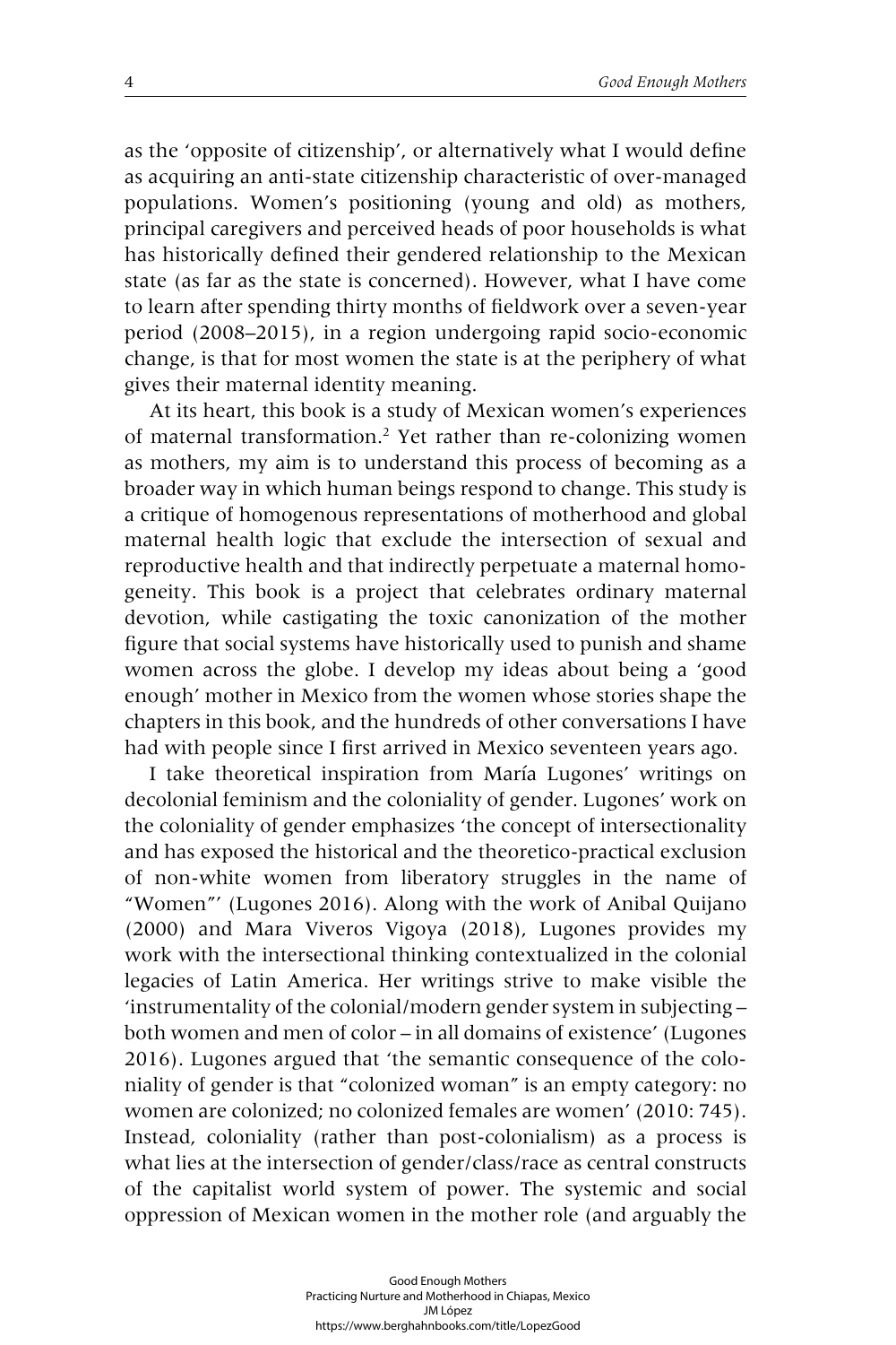as the 'opposite of citizenship', or alternatively what I would define as acquiring an anti-state citizenship characteristic of over-managed populations. Women's positioning (young and old) as mothers, principal caregivers and perceived heads of poor households is what has historically defined their gendered relationship to the Mexican state (as far as the state is concerned). However, what I have come to learn after spending thirty months of fieldwork over a seven-year period (2008–2015), in a region undergoing rapid socio-economic change, is that for most women the state is at the periphery of what gives their maternal identity meaning.

At its heart, this book is a study of Mexican women's experiences of maternal transformation.[2] Yet rather than re-colonizing women as mothers, my aim is to understand this process of becoming as a broader way in which human beings respond to change. This study is a critique of homogenous representations of motherhood and global maternal health logic that exclude the intersection of sexual and reproductive health and that indirectly perpetuate a maternal homogeneity. This book is a project that celebrates ordinary maternal devotion, while castigating the toxic canonization of the mother figure that social systems have historically used to punish and shame women across the globe. I develop my ideas about being a 'good enough' mother in Mexico from the women whose stories shape the chapters in this book, and the hundreds of other conversations I have had with people since I first arrived in Mexico seventeen years ago.

I take theoretical inspiration from María Lugones' writings on decolonial feminism and the coloniality of gender. Lugones' work on the coloniality of gender emphasizes 'the concept of intersectionality and has exposed the historical and the theoretico-practical exclusion of non-white women from liberatory struggles in the name of "Women"' (Lugones 2016). Along with the work of Anibal Quijano (2000) and Mara Viveros Vigoya (2018), Lugones provides my work with the intersectional thinking contextualized in the colonial legacies of Latin America. Her writings strive to make visible the 'instrumentality of the colonial/modern gender system in subjecting – both women and men of color – in all domains of existence' (Lugones 2016). Lugones argued that 'the semantic consequence of the coloniality of gender is that "colonized woman" is an empty category: no women are colonized; no colonized females are women' (2010: 745). Instead, coloniality (rather than post-colonialism) as a process is what lies at the intersection of gender/class/race as central constructs of the capitalist world system of power. The systemic and social oppression of Mexican women in the mother role (and arguably the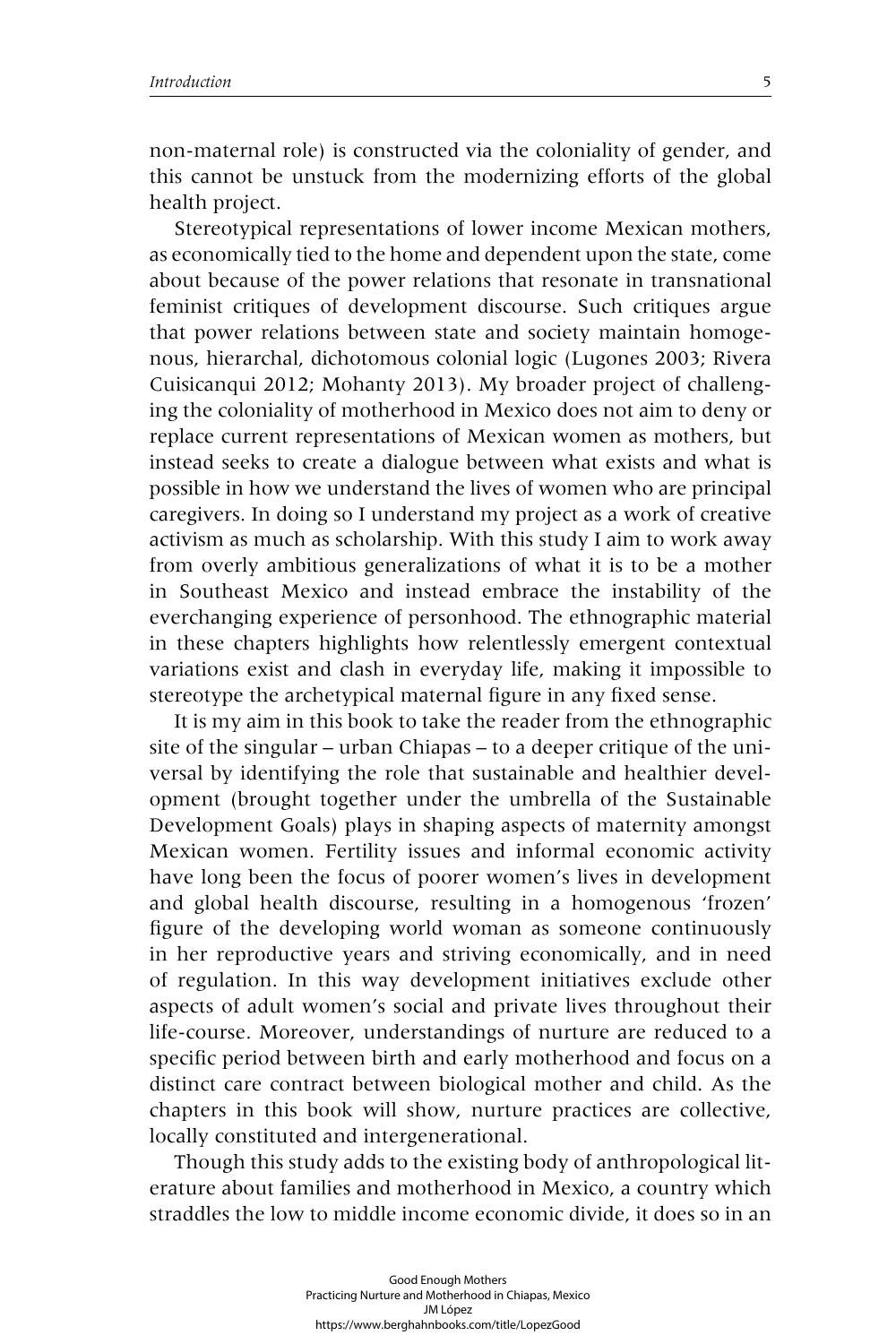non-maternal role) is constructed via the coloniality of gender, and this cannot be unstuck from the modernizing efforts of the global health project.

Stereotypical representations of lower income Mexican mothers, as economically tied to the home and dependent upon the state, come about because of the power relations that resonate in transnational feminist critiques of development discourse. Such critiques argue that power relations between state and society maintain homogenous, hierarchal, dichotomous colonial logic (Lugones 2003; Rivera Cuisicanqui 2012; Mohanty 2013). My broader project of challenging the coloniality of motherhood in Mexico does not aim to deny or replace current representations of Mexican women as mothers, but instead seeks to create a dialogue between what exists and what is possible in how we understand the lives of women who are principal caregivers. In doing so I understand my project as a work of creative activism as much as scholarship. With this study I aim to work away from overly ambitious generalizations of what it is to be a mother in Southeast Mexico and instead embrace the instability of the everchanging experience of personhood. The ethnographic material in these chapters highlights how relentlessly emergent contextual variations exist and clash in everyday life, making it impossible to stereotype the archetypical maternal figure in any fixed sense.

It is my aim in this book to take the reader from the ethnographic site of the singular – urban Chiapas – to a deeper critique of the universal by identifying the role that sustainable and healthier development (brought together under the umbrella of the Sustainable Development Goals) plays in shaping aspects of maternity amongst Mexican women. Fertility issues and informal economic activity have long been the focus of poorer women's lives in development and global health discourse, resulting in a homogenous 'frozen' figure of the developing world woman as someone continuously in her reproductive years and striving economically, and in need of regulation. In this way development initiatives exclude other aspects of adult women's social and private lives throughout their life-course. Moreover, understandings of nurture are reduced to a specific period between birth and early motherhood and focus on a distinct care contract between biological mother and child. As the chapters in this book will show, nurture practices are collective, locally constituted and intergenerational.

Though this study adds to the existing body of anthropological literature about families and motherhood in Mexico, a country which straddles the low to middle income economic divide, it does so in an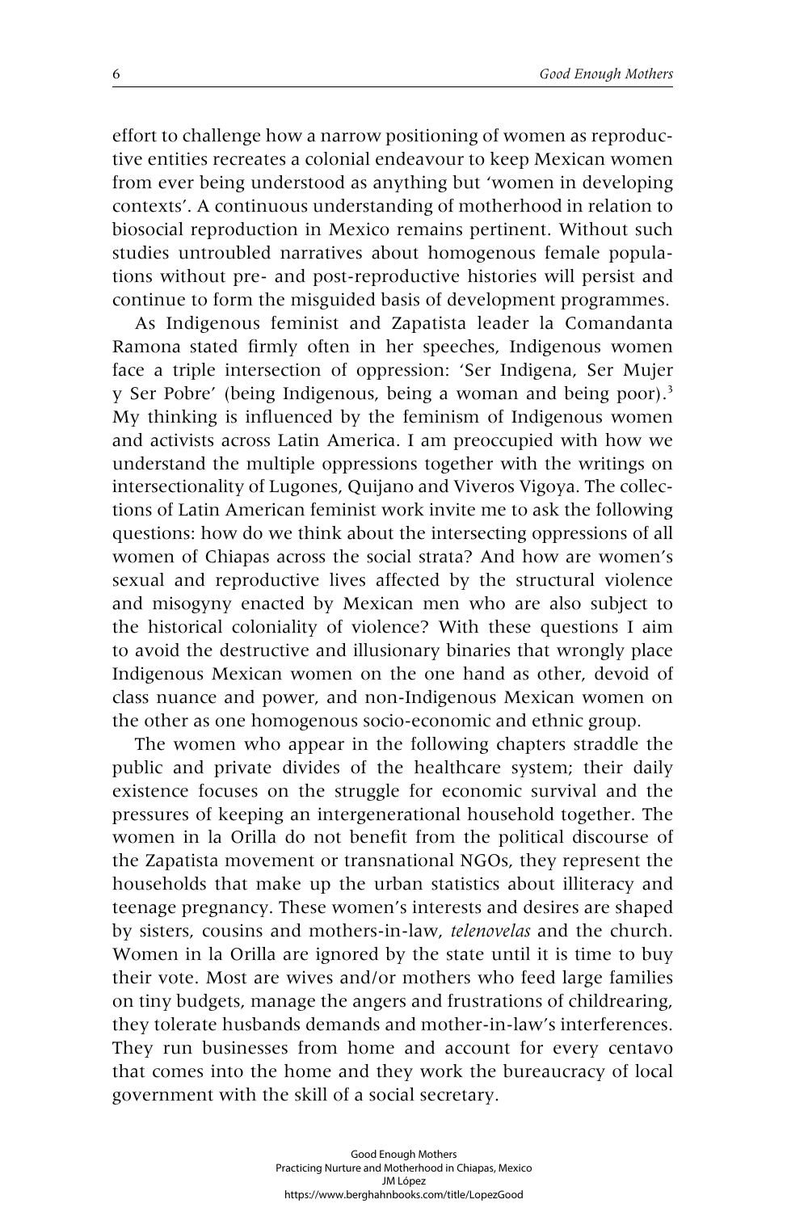effort to challenge how a narrow positioning of women as reproductive entities recreates a colonial endeavour to keep Mexican women from ever being understood as anything but 'women in developing contexts'. A continuous understanding of motherhood in relation to biosocial reproduction in Mexico remains pertinent. Without such studies untroubled narratives about homogenous female populations without pre- and post-reproductive histories will persist and continue to form the misguided basis of development programmes.

As Indigenous feminist and Zapatista leader la Comandanta Ramona stated firmly often in her speeches, Indigenous women face a triple intersection of oppression: 'Ser Indigena, Ser Mujer y Ser Pobre' (being Indigenous, being a woman and being poor).[3] My thinking is influenced by the feminism of Indigenous women and activists across Latin America. I am preoccupied with how we understand the multiple oppressions together with the writings on intersectionality of Lugones, Quijano and Viveros Vigoya. The collections of Latin American feminist work invite me to ask the following questions: how do we think about the intersecting oppressions of all women of Chiapas across the social strata? And how are women's sexual and reproductive lives affected by the structural violence and misogyny enacted by Mexican men who are also subject to the historical coloniality of violence? With these questions I aim to avoid the destructive and illusionary binaries that wrongly place Indigenous Mexican women on the one hand as other, devoid of class nuance and power, and non-Indigenous Mexican women on the other as one homogenous socio-economic and ethnic group.

The women who appear in the following chapters straddle the public and private divides of the healthcare system; their daily existence focuses on the struggle for economic survival and the pressures of keeping an intergenerational household together. The women in la Orilla do not benefit from the political discourse of the Zapatista movement or transnational NGOs, they represent the households that make up the urban statistics about illiteracy and teenage pregnancy. These women's interests and desires are shaped by sisters, cousins and mothers-in-law, *telenovelas* and the church. Women in la Orilla are ignored by the state until it is time to buy their vote. Most are wives and/or mothers who feed large families on tiny budgets, manage the angers and frustrations of childrearing, they tolerate husbands demands and mother-in-law's interferences. They run businesses from home and account for every centavo that comes into the home and they work the bureaucracy of local government with the skill of a social secretary.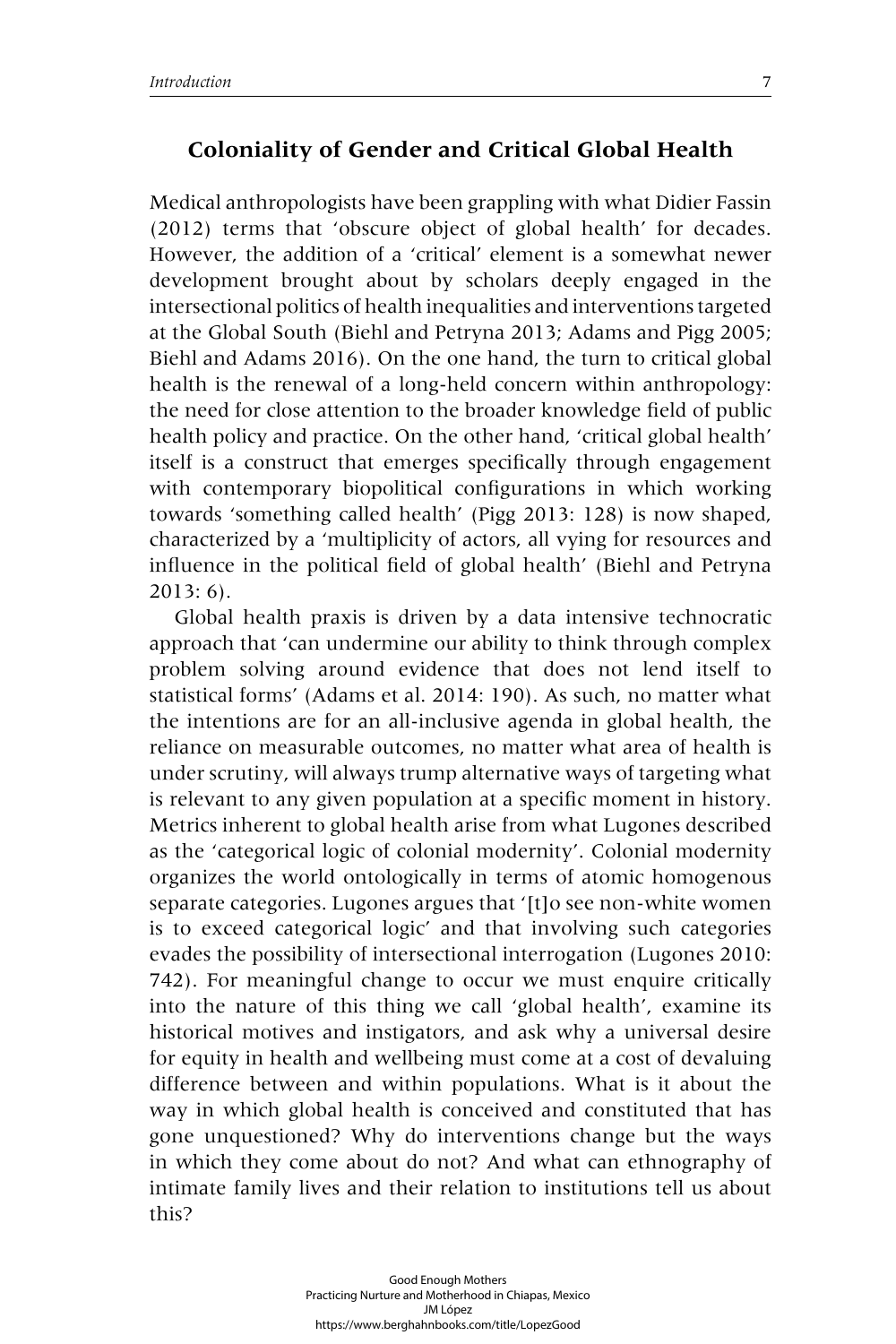## Coloniality of Gender and Critical Global Health

Medical anthropologists have been grappling with what Didier Fassin (2012) terms that 'obscure object of global health' for decades. However, the addition of a 'critical' element is a somewhat newer development brought about by scholars deeply engaged in the intersectional politics of health inequalities and interventions targeted at the Global South (Biehl and Petryna 2013; Adams and Pigg 2005; Biehl and Adams 2016). On the one hand, the turn to critical global health is the renewal of a long-held concern within anthropology: the need for close attention to the broader knowledge field of public health policy and practice. On the other hand, 'critical global health' itself is a construct that emerges specifically through engagement with contemporary biopolitical configurations in which working towards 'something called health' (Pigg 2013: 128) is now shaped, characterized by a 'multiplicity of actors, all vying for resources and influence in the political field of global health' (Biehl and Petryna 2013: 6).

Global health praxis is driven by a data intensive technocratic approach that 'can undermine our ability to think through complex problem solving around evidence that does not lend itself to statistical forms' (Adams et al. 2014: 190). As such, no matter what the intentions are for an all-inclusive agenda in global health, the reliance on measurable outcomes, no matter what area of health is under scrutiny, will always trump alternative ways of targeting what is relevant to any given population at a specific moment in history. Metrics inherent to global health arise from what Lugones described as the 'categorical logic of colonial modernity'. Colonial modernity organizes the world ontologically in terms of atomic homogenous separate categories. Lugones argues that '[t]o see non-white women is to exceed categorical logic' and that involving such categories evades the possibility of intersectional interrogation (Lugones 2010: 742). For meaningful change to occur we must enquire critically into the nature of this thing we call 'global health', examine its historical motives and instigators, and ask why a universal desire for equity in health and wellbeing must come at a cost of devaluing difference between and within populations. What is it about the way in which global health is conceived and constituted that has gone unquestioned? Why do interventions change but the ways in which they come about do not? And what can ethnography of intimate family lives and their relation to institutions tell us about this?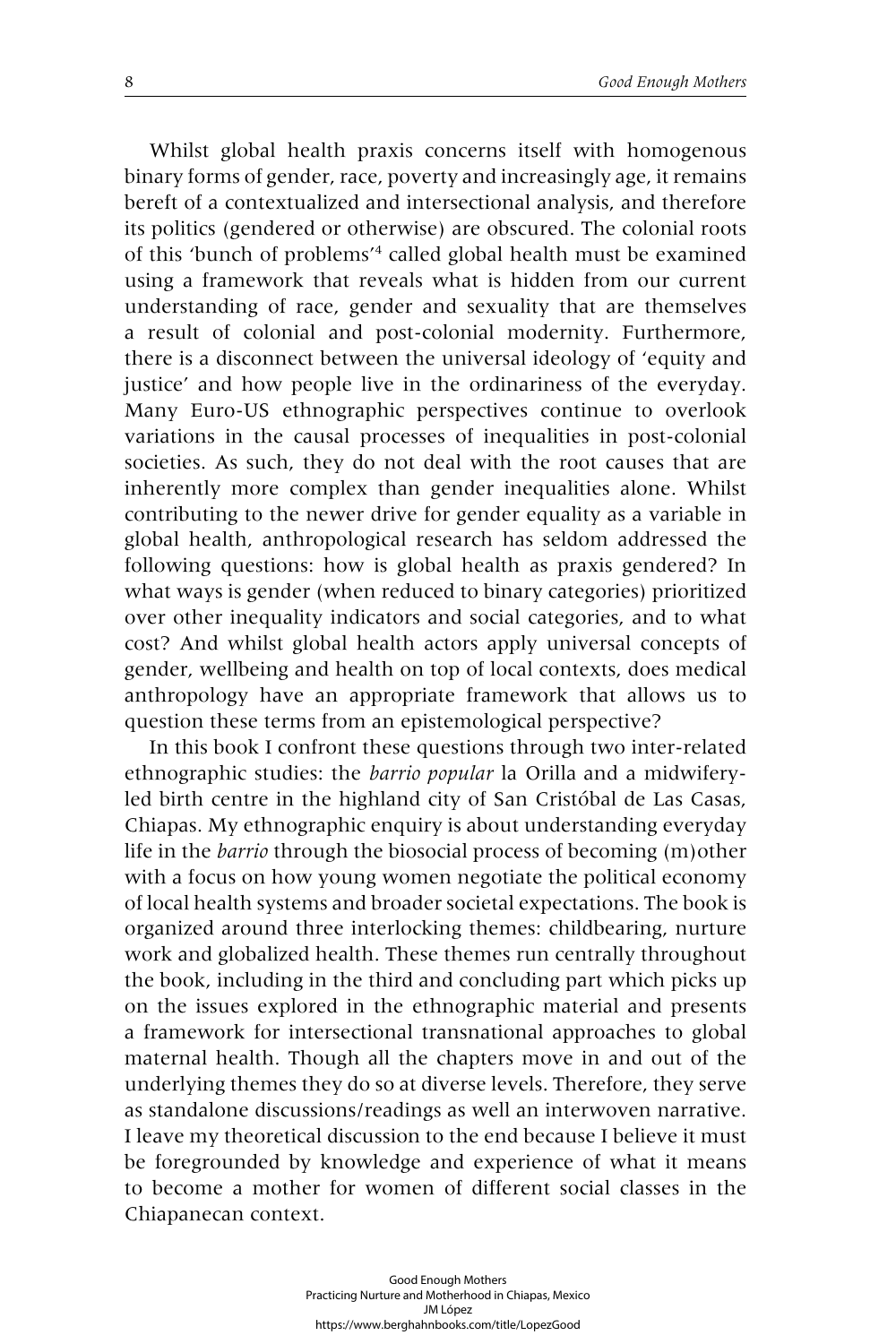Whilst global health praxis concerns itself with homogenous binary forms of gender, race, poverty and increasingly age, it remains bereft of a contextualized and intersectional analysis, and therefore its politics (gendered or otherwise) are obscured. The colonial roots of this 'bunch of problems'[4] called global health must be examined using a framework that reveals what is hidden from our current understanding of race, gender and sexuality that are themselves a result of colonial and post-colonial modernity. Furthermore, there is a disconnect between the universal ideology of 'equity and justice' and how people live in the ordinariness of the everyday. Many Euro-US ethnographic perspectives continue to overlook variations in the causal processes of inequalities in post-colonial societies. As such, they do not deal with the root causes that are inherently more complex than gender inequalities alone. Whilst contributing to the newer drive for gender equality as a variable in global health, anthropological research has seldom addressed the following questions: how is global health as praxis gendered? In what ways is gender (when reduced to binary categories) prioritized over other inequality indicators and social categories, and to what cost? And whilst global health actors apply universal concepts of gender, wellbeing and health on top of local contexts, does medical anthropology have an appropriate framework that allows us to question these terms from an epistemological perspective?

In this book I confront these questions through two inter-related ethnographic studies: the *barrio popular* la Orilla and a midwifery-led birth centre in the highland city of San Cristóbal de Las Casas, Chiapas. My ethnographic enquiry is about understanding everyday life in the *barrio* through the biosocial process of becoming (m)other with a focus on how young women negotiate the political economy of local health systems and broader societal expectations. The book is organized around three interlocking themes: childbearing, nurture work and globalized health. These themes run centrally throughout the book, including in the third and concluding part which picks up on the issues explored in the ethnographic material and presents a framework for intersectional transnational approaches to global maternal health. Though all the chapters move in and out of the underlying themes they do so at diverse levels. Therefore, they serve as standalone discussions/readings as well an interwoven narrative. I leave my theoretical discussion to the end because I believe it must be foregrounded by knowledge and experience of what it means to become a mother for women of different social classes in the Chiapanecan context.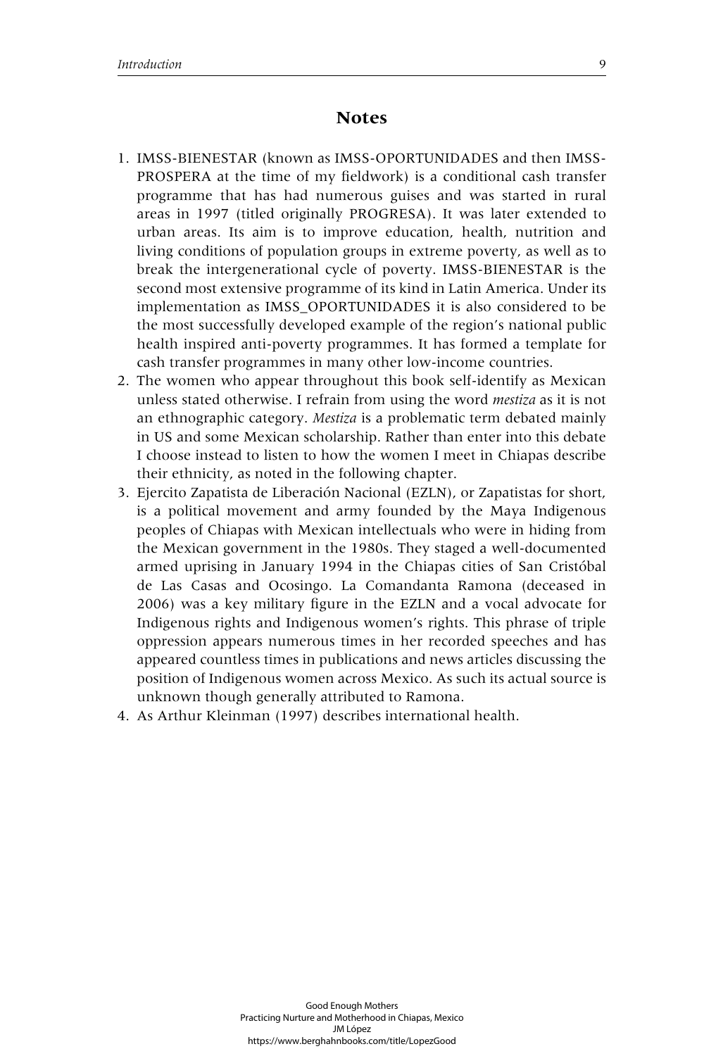## Notes

1. IMSS-BIENESTAR (known as IMSS-OPORTUNIDADES and then IMSS-PROSPERA at the time of my fieldwork) is a conditional cash transfer programme that has had numerous guises and was started in rural areas in 1997 (titled originally PROGRESA). It was later extended to urban areas. Its aim is to improve education, health, nutrition and living conditions of population groups in extreme poverty, as well as to break the intergenerational cycle of poverty. IMSS-BIENESTAR is the second most extensive programme of its kind in Latin America. Under its implementation as IMSS_OPORTUNIDADES it is also considered to be the most successfully developed example of the region's national public health inspired anti-poverty programmes. It has formed a template for cash transfer programmes in many other low-income countries.
2. The women who appear throughout this book self-identify as Mexican unless stated otherwise. I refrain from using the word *mestiza* as it is not an ethnographic category. *Mestiza* is a problematic term debated mainly in US and some Mexican scholarship. Rather than enter into this debate I choose instead to listen to how the women I meet in Chiapas describe their ethnicity, as noted in the following chapter.
3. Ejercito Zapatista de Liberación Nacional (EZLN), or Zapatistas for short, is a political movement and army founded by the Maya Indigenous peoples of Chiapas with Mexican intellectuals who were in hiding from the Mexican government in the 1980s. They staged a well-documented armed uprising in January 1994 in the Chiapas cities of San Cristóbal de Las Casas and Ocosingo. La Comandanta Ramona (deceased in 2006) was a key military figure in the EZLN and a vocal advocate for Indigenous rights and Indigenous women's rights. This phrase of triple oppression appears numerous times in her recorded speeches and has appeared countless times in publications and news articles discussing the position of Indigenous women across Mexico. As such its actual source is unknown though generally attributed to Ramona.
4. As Arthur Kleinman (1997) describes international health.